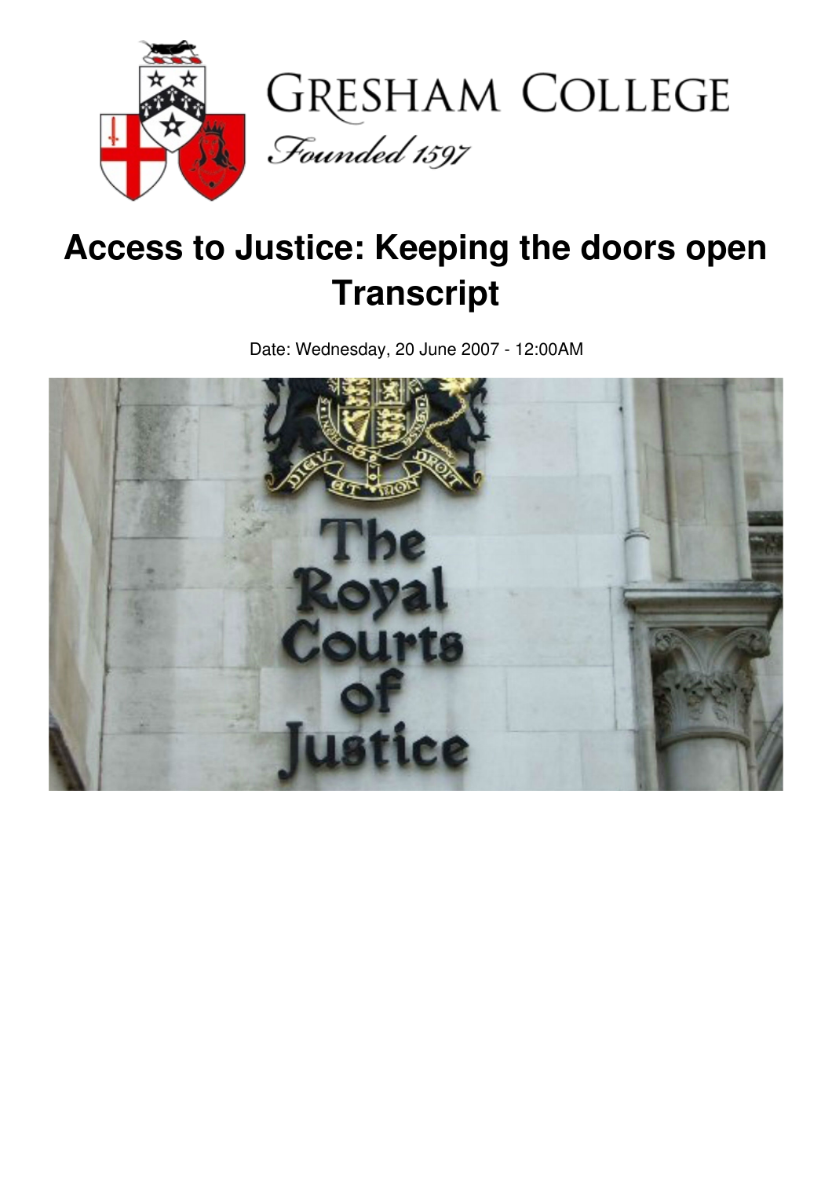# Access to Justice: Keeping the doors open

# Transcript

Date: Wednesday, 20 June 2007 - 12:00AM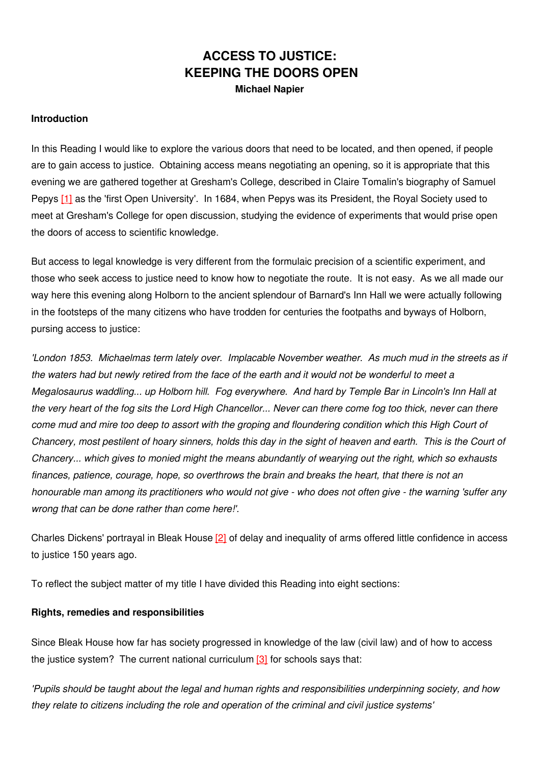# ACCESS TO JUSTICE: KEEPING THE DOORS OPEN

**Michael Napier**

### Introduction

In this Reading I would like to explore the various doors that need to be located, and then opened, if people are to gain access to justice. Obtaining access means negotiating an opening, so it is appropriate that this evening we are gathered together at Gresham's College, described in Claire Tomalin's biography of Samuel Pepys [1] as the 'first Open University'. In 1684, when Pepys was its President, the Royal Society used to meet at Gresham's College for open discussion, studying the evidence of experiments that would prise open the doors of access to scientific knowledge.

But access to legal knowledge is very different from the formulaic precision of a scientific experiment, and those who seek access to justice need to know how to negotiate the route. It is not easy. As we all made our way here this evening along Holborn to the ancient splendour of Barnard's Inn Hall we were actually following in the footsteps of the many citizens who have trodden for centuries the footpaths and byways of Holborn, pursing access to justice:

*'London 1853. Michaelmas term lately over. Implacable November weather. As much mud in the streets as if the waters had but newly retired from the face of the earth and it would not be wonderful to meet a Megalosaurus waddling... up Holborn hill. Fog everywhere. And hard by Temple Bar in Lincoln's Inn Hall at the very heart of the fog sits the Lord High Chancellor... Never can there come fog too thick, never can there come mud and mire too deep to assort with the groping and floundering condition which this High Court of Chancery, most pestilent of hoary sinners, holds this day in the sight of heaven and earth. This is the Court of Chancery... which gives to monied might the means abundantly of wearying out the right, which so exhausts finances, patience, courage, hope, so overthrows the brain and breaks the heart, that there is not an honourable man among its practitioners who would not give - who does not often give - the warning 'suffer any wrong that can be done rather than come here!'.*

Charles Dickens' portrayal in Bleak House [2] of delay and inequality of arms offered little confidence in access to justice 150 years ago.

To reflect the subject matter of my title I have divided this Reading into eight sections:

### Rights, remedies and responsibilities

Since Bleak House how far has society progressed in knowledge of the law (civil law) and of how to access the justice system? The current national curriculum [3] for schools says that:

*'Pupils should be taught about the legal and human rights and responsibilities underpinning society, and how they relate to citizens including the role and operation of the criminal and civil justice systems'*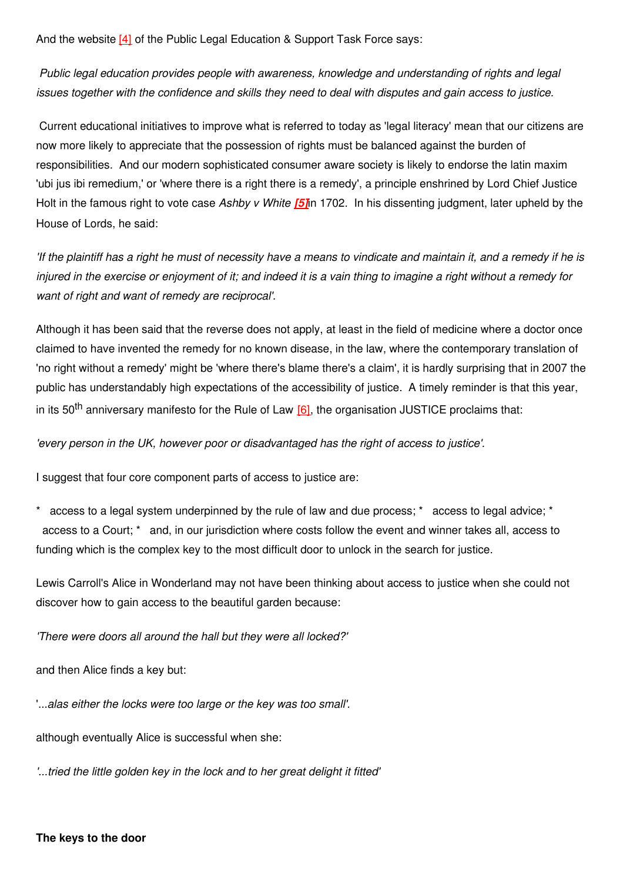And the website [4] of the Public Legal Education & Support Task Force says:

*Public legal education provides people with awareness, knowledge and understanding of rights and legal issues together with the confidence and skills they need to deal with disputes and gain access to justice.*

Current educational initiatives to improve what is referred to today as 'legal literacy' mean that our citizens are now more likely to appreciate that the possession of rights must be balanced against the burden of responsibilities. And our modern sophisticated consumer aware society is likely to endorse the latin maxim 'ubi jus ibi remedium,' or 'where there is a right there is a remedy', a principle enshrined by Lord Chief Justice Holt in the famous right to vote case *Ashby v White* ***[5]***in 1702. In his dissenting judgment, later upheld by the House of Lords, he said:

*'If the plaintiff has a right he must of necessity have a means to vindicate and maintain it, and a remedy if he is injured in the exercise or enjoyment of it; and indeed it is a vain thing to imagine a right without a remedy for want of right and want of remedy are reciprocal'.*

Although it has been said that the reverse does not apply, at least in the field of medicine where a doctor once claimed to have invented the remedy for no known disease, in the law, where the contemporary translation of 'no right without a remedy' might be 'where there's blame there's a claim', it is hardly surprising that in 2007 the public has understandably high expectations of the accessibility of justice. A timely reminder is that this year, in its 50$^{th}$ anniversary manifesto for the Rule of Law [6], the organisation JUSTICE proclaims that:

*'every person in the UK, however poor or disadvantaged has the right of access to justice'.*

I suggest that four core component parts of access to justice are:

* access to a legal system underpinned by the rule of law and due process;
* access to legal advice;
* access to a Court;
* and, in our jurisdiction where costs follow the event and winner takes all, access to funding which is the complex key to the most difficult door to unlock in the search for justice.

Lewis Carroll's Alice in Wonderland may not have been thinking about access to justice when she could not discover how to gain access to the beautiful garden because:

*'There were doors all around the hall but they were all locked?'*

and then Alice finds a key but:

'...*alas either the locks were too large or the key was too small'.*

although eventually Alice is successful when she:

*'...tried the little golden key in the lock and to her great delight it fitted'*

**The keys to the door**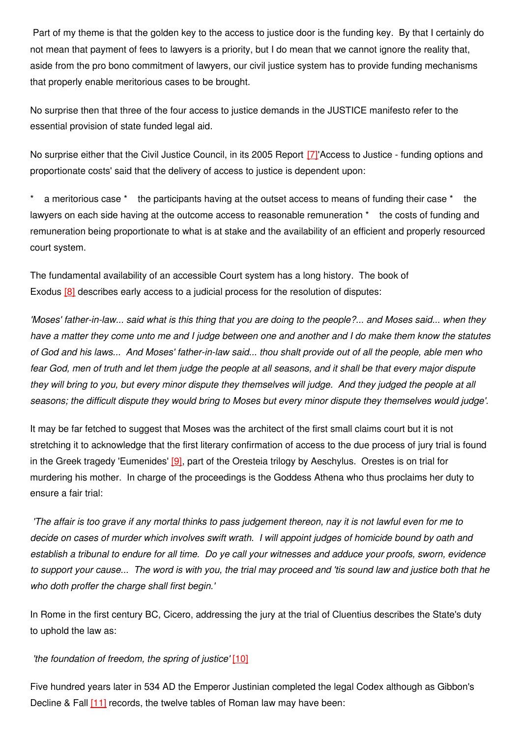Part of my theme is that the golden key to the access to justice door is the funding key. By that I certainly do not mean that payment of fees to lawyers is a priority, but I do mean that we cannot ignore the reality that, aside from the pro bono commitment of lawyers, our civil justice system has to provide funding mechanisms that properly enable meritorious cases to be brought.

No surprise then that three of the four access to justice demands in the JUSTICE manifesto refer to the essential provision of state funded legal aid.

No surprise either that the Civil Justice Council, in its 2005 Report [7]'Access to Justice - funding options and proportionate costs' said that the delivery of access to justice is dependent upon:

* a meritorious case * the participants having at the outset access to means of funding their case * the lawyers on each side having at the outcome access to reasonable remuneration * the costs of funding and remuneration being proportionate to what is at stake and the availability of an efficient and properly resourced court system.

The fundamental availability of an accessible Court system has a long history. The book of Exodus [8] describes early access to a judicial process for the resolution of disputes:

*'Moses' father-in-law... said what is this thing that you are doing to the people?... and Moses said... when they have a matter they come unto me and I judge between one and another and I do make them know the statutes of God and his laws... And Moses' father-in-law said... thou shalt provide out of all the people, able men who fear God, men of truth and let them judge the people at all seasons, and it shall be that every major dispute they will bring to you, but every minor dispute they themselves will judge. And they judged the people at all seasons; the difficult dispute they would bring to Moses but every minor dispute they themselves would judge'.*

It may be far fetched to suggest that Moses was the architect of the first small claims court but it is not stretching it to acknowledge that the first literary confirmation of access to the due process of jury trial is found in the Greek tragedy 'Eumenides' [9], part of the Oresteia trilogy by Aeschylus. Orestes is on trial for murdering his mother. In charge of the proceedings is the Goddess Athena who thus proclaims her duty to ensure a fair trial:

*'The affair is too grave if any mortal thinks to pass judgement thereon, nay it is not lawful even for me to decide on cases of murder which involves swift wrath. I will appoint judges of homicide bound by oath and establish a tribunal to endure for all time. Do ye call your witnesses and adduce your proofs, sworn, evidence to support your cause... The word is with you, the trial may proceed and 'tis sound law and justice both that he who doth proffer the charge shall first begin.'*

In Rome in the first century BC, Cicero, addressing the jury at the trial of Cluentius describes the State's duty to uphold the law as:

*'the foundation of freedom, the spring of justice'* [10]

Five hundred years later in 534 AD the Emperor Justinian completed the legal Codex although as Gibbon's Decline & Fall [11] records, the twelve tables of Roman law may have been: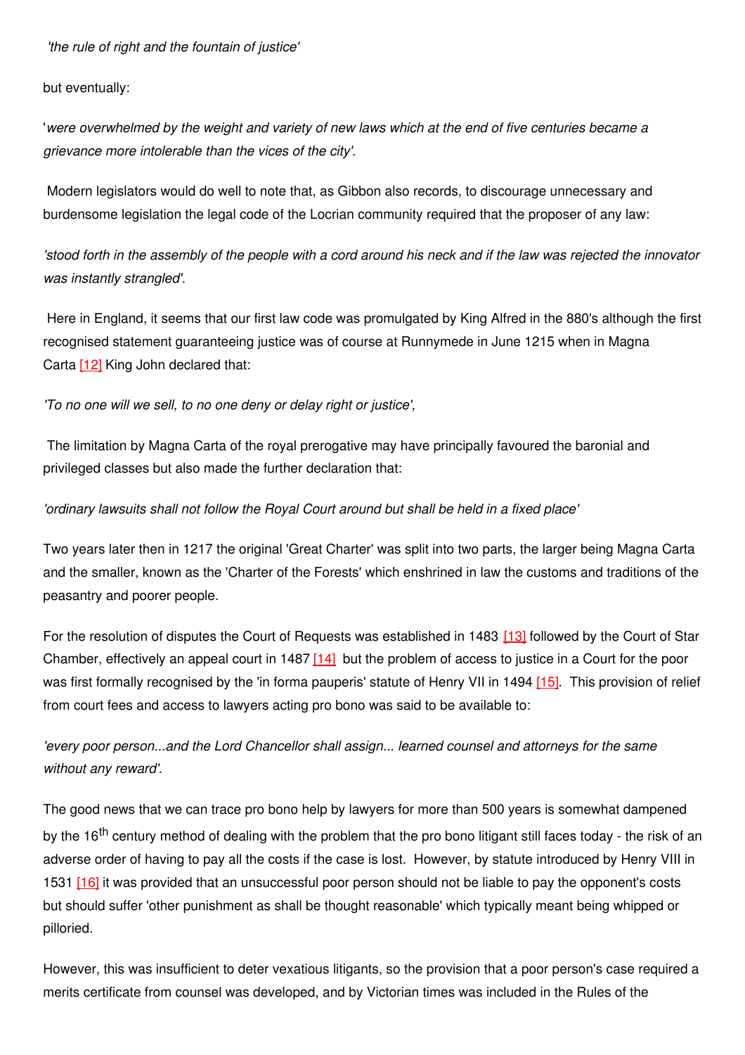*'the rule of right and the fountain of justice'*

but eventually:

'*were overwhelmed by the weight and variety of new laws which at the end of five centuries became a grievance more intolerable than the vices of the city'.*

Modern legislators would do well to note that, as Gibbon also records, to discourage unnecessary and burdensome legislation the legal code of the Locrian community required that the proposer of any law:

*'stood forth in the assembly of the people with a cord around his neck and if the law was rejected the innovator was instantly strangled'.*

Here in England, it seems that our first law code was promulgated by King Alfred in the 880's although the first recognised statement guaranteeing justice was of course at Runnymede in June 1215 when in Magna Carta [12] King John declared that:

*'To no one will we sell, to no one deny or delay right or justice',*

The limitation by Magna Carta of the royal prerogative may have principally favoured the baronial and privileged classes but also made the further declaration that:

*'ordinary lawsuits shall not follow the Royal Court around but shall be held in a fixed place'*

Two years later then in 1217 the original 'Great Charter' was split into two parts, the larger being Magna Carta and the smaller, known as the 'Charter of the Forests' which enshrined in law the customs and traditions of the peasantry and poorer people.

For the resolution of disputes the Court of Requests was established in 1483 [13] followed by the Court of Star Chamber, effectively an appeal court in 1487 [14] but the problem of access to justice in a Court for the poor was first formally recognised by the 'in forma pauperis' statute of Henry VII in 1494 [15]. This provision of relief from court fees and access to lawyers acting pro bono was said to be available to:

*'every poor person...and the Lord Chancellor shall assign... learned counsel and attorneys for the same without any reward'.*

The good news that we can trace pro bono help by lawyers for more than 500 years is somewhat dampened by the 16th century method of dealing with the problem that the pro bono litigant still faces today - the risk of an adverse order of having to pay all the costs if the case is lost. However, by statute introduced by Henry VIII in 1531 [16] it was provided that an unsuccessful poor person should not be liable to pay the opponent's costs but should suffer 'other punishment as shall be thought reasonable' which typically meant being whipped or pilloried.

However, this was insufficient to deter vexatious litigants, so the provision that a poor person's case required a merits certificate from counsel was developed, and by Victorian times was included in the Rules of the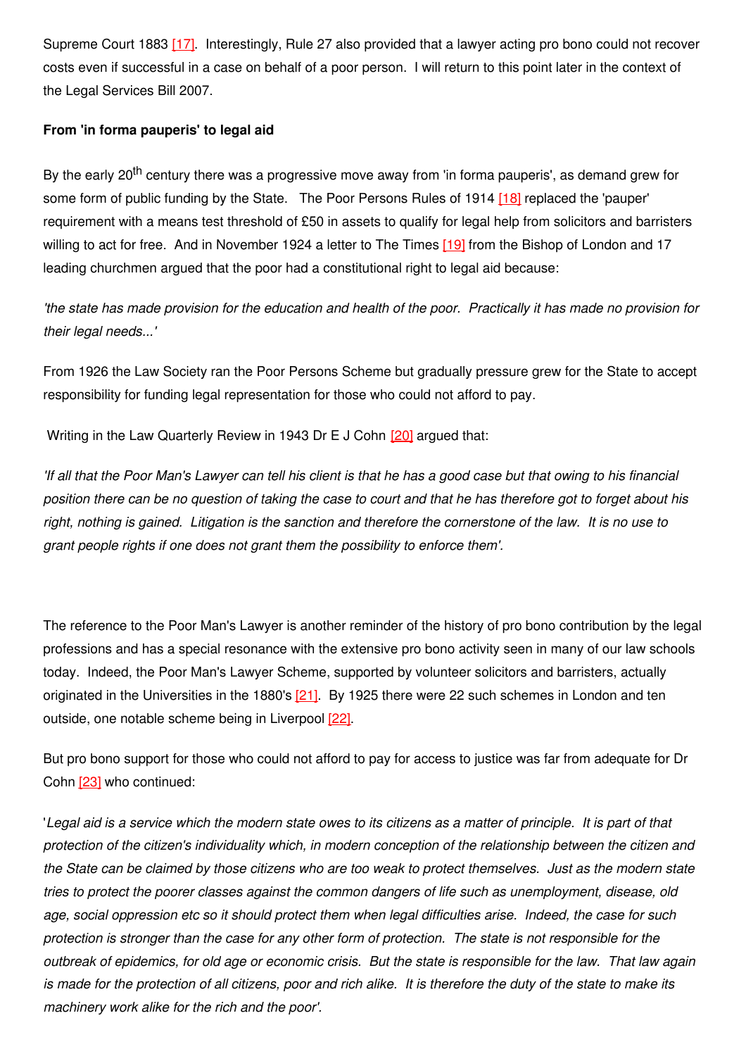Supreme Court 1883 [17]. Interestingly, Rule 27 also provided that a lawyer acting pro bono could not recover costs even if successful in a case on behalf of a poor person. I will return to this point later in the context of the Legal Services Bill 2007.

**From 'in forma pauperis' to legal aid**

By the early 20th century there was a progressive move away from 'in forma pauperis', as demand grew for some form of public funding by the State. The Poor Persons Rules of 1914 [18] replaced the 'pauper' requirement with a means test threshold of £50 in assets to qualify for legal help from solicitors and barristers willing to act for free. And in November 1924 a letter to The Times [19] from the Bishop of London and 17 leading churchmen argued that the poor had a constitutional right to legal aid because:

*'the state has made provision for the education and health of the poor. Practically it has made no provision for their legal needs...'*

From 1926 the Law Society ran the Poor Persons Scheme but gradually pressure grew for the State to accept responsibility for funding legal representation for those who could not afford to pay.

Writing in the Law Quarterly Review in 1943 Dr E J Cohn [20] argued that:

*'If all that the Poor Man's Lawyer can tell his client is that he has a good case but that owing to his financial position there can be no question of taking the case to court and that he has therefore got to forget about his right, nothing is gained. Litigation is the sanction and therefore the cornerstone of the law. It is no use to grant people rights if one does not grant them the possibility to enforce them'.*

The reference to the Poor Man's Lawyer is another reminder of the history of pro bono contribution by the legal professions and has a special resonance with the extensive pro bono activity seen in many of our law schools today. Indeed, the Poor Man's Lawyer Scheme, supported by volunteer solicitors and barristers, actually originated in the Universities in the 1880's [21]. By 1925 there were 22 such schemes in London and ten outside, one notable scheme being in Liverpool [22].

But pro bono support for those who could not afford to pay for access to justice was far from adequate for Dr Cohn [23] who continued:

'*Legal aid is a service which the modern state owes to its citizens as a matter of principle. It is part of that protection of the citizen's individuality which, in modern conception of the relationship between the citizen and the State can be claimed by those citizens who are too weak to protect themselves. Just as the modern state tries to protect the poorer classes against the common dangers of life such as unemployment, disease, old age, social oppression etc so it should protect them when legal difficulties arise. Indeed, the case for such protection is stronger than the case for any other form of protection. The state is not responsible for the outbreak of epidemics, for old age or economic crisis. But the state is responsible for the law. That law again is made for the protection of all citizens, poor and rich alike. It is therefore the duty of the state to make its machinery work alike for the rich and the poor'.*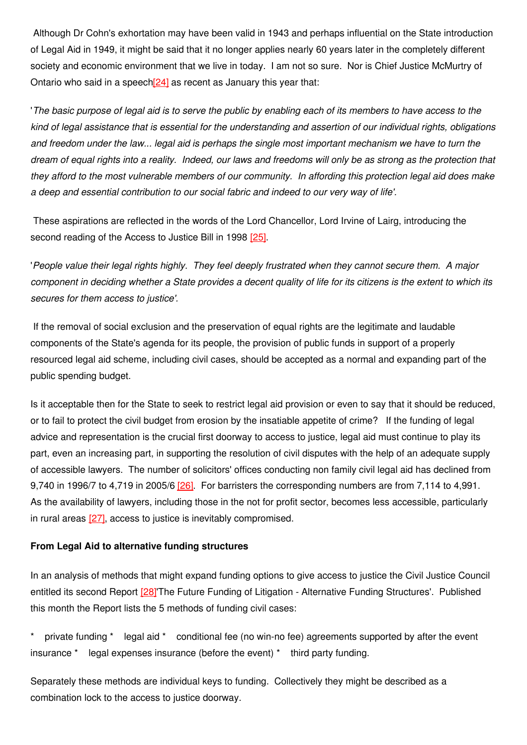Although Dr Cohn's exhortation may have been valid in 1943 and perhaps influential on the State introduction of Legal Aid in 1949, it might be said that it no longer applies nearly 60 years later in the completely different society and economic environment that we live in today. I am not so sure. Nor is Chief Justice McMurtry of Ontario who said in a speech[24] as recent as January this year that:

'*The basic purpose of legal aid is to serve the public by enabling each of its members to have access to the kind of legal assistance that is essential for the understanding and assertion of our individual rights, obligations and freedom under the law... legal aid is perhaps the single most important mechanism we have to turn the dream of equal rights into a reality. Indeed, our laws and freedoms will only be as strong as the protection that they afford to the most vulnerable members of our community. In affording this protection legal aid does make a deep and essential contribution to our social fabric and indeed to our very way of life'.*

These aspirations are reflected in the words of the Lord Chancellor, Lord Irvine of Lairg, introducing the second reading of the Access to Justice Bill in 1998 [25].

'*People value their legal rights highly. They feel deeply frustrated when they cannot secure them. A major component in deciding whether a State provides a decent quality of life for its citizens is the extent to which its secures for them access to justice'.*

If the removal of social exclusion and the preservation of equal rights are the legitimate and laudable components of the State's agenda for its people, the provision of public funds in support of a properly resourced legal aid scheme, including civil cases, should be accepted as a normal and expanding part of the public spending budget.

Is it acceptable then for the State to seek to restrict legal aid provision or even to say that it should be reduced, or to fail to protect the civil budget from erosion by the insatiable appetite of crime? If the funding of legal advice and representation is the crucial first doorway to access to justice, legal aid must continue to play its part, even an increasing part, in supporting the resolution of civil disputes with the help of an adequate supply of accessible lawyers. The number of solicitors' offices conducting non family civil legal aid has declined from 9,740 in 1996/7 to 4,719 in 2005/6 [26]. For barristers the corresponding numbers are from 7,114 to 4,991. As the availability of lawyers, including those in the not for profit sector, becomes less accessible, particularly in rural areas [27], access to justice is inevitably compromised.

**From Legal Aid to alternative funding structures**

In an analysis of methods that might expand funding options to give access to justice the Civil Justice Council entitled its second Report [28]'The Future Funding of Litigation - Alternative Funding Structures'. Published this month the Report lists the 5 methods of funding civil cases:

* private funding * legal aid * conditional fee (no win-no fee) agreements supported by after the event insurance * legal expenses insurance (before the event) * third party funding.

Separately these methods are individual keys to funding. Collectively they might be described as a combination lock to the access to justice doorway.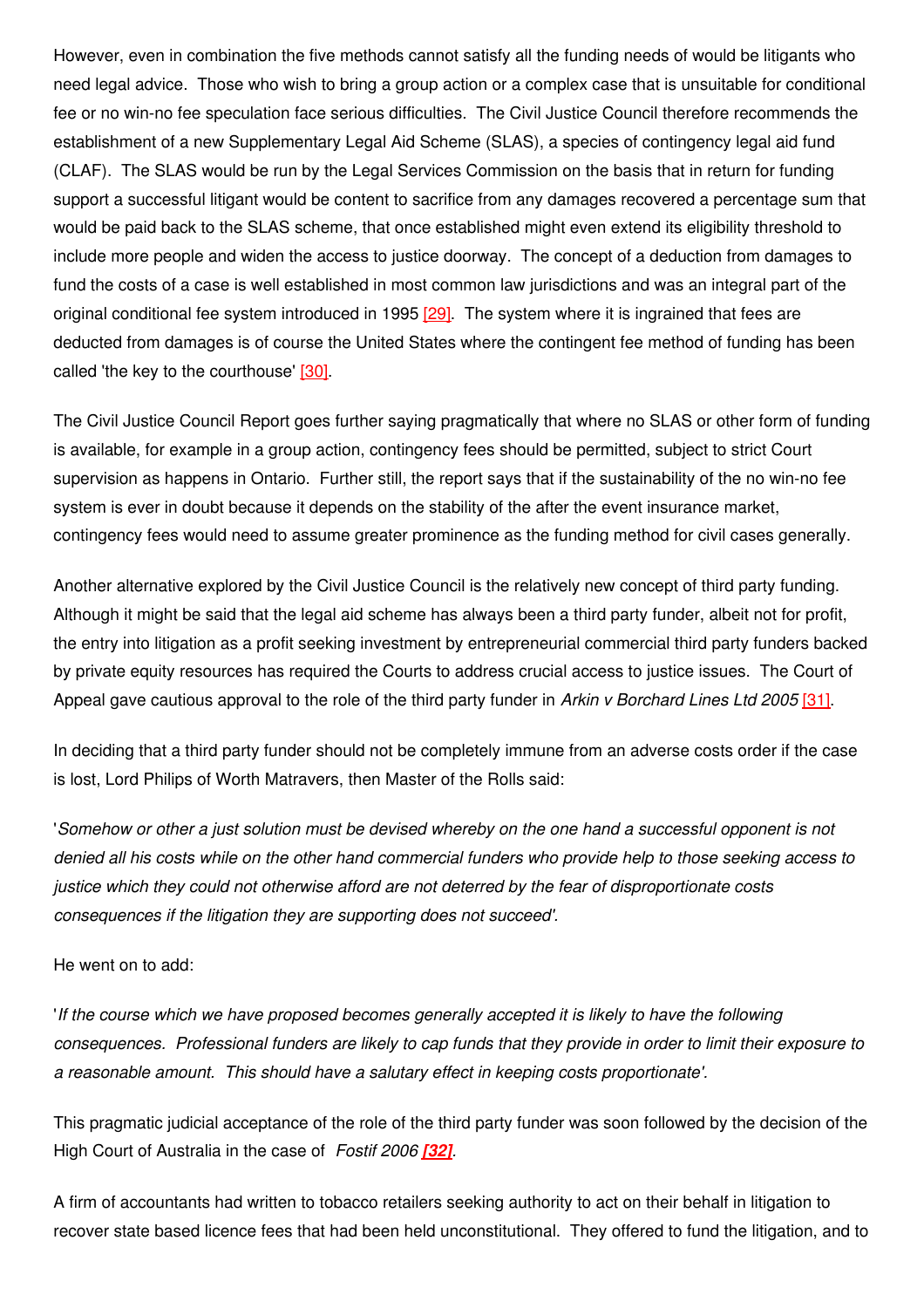However, even in combination the five methods cannot satisfy all the funding needs of would be litigants who need legal advice. Those who wish to bring a group action or a complex case that is unsuitable for conditional fee or no win-no fee speculation face serious difficulties. The Civil Justice Council therefore recommends the establishment of a new Supplementary Legal Aid Scheme (SLAS), a species of contingency legal aid fund (CLAF). The SLAS would be run by the Legal Services Commission on the basis that in return for funding support a successful litigant would be content to sacrifice from any damages recovered a percentage sum that would be paid back to the SLAS scheme, that once established might even extend its eligibility threshold to include more people and widen the access to justice doorway. The concept of a deduction from damages to fund the costs of a case is well established in most common law jurisdictions and was an integral part of the original conditional fee system introduced in 1995 [29]. The system where it is ingrained that fees are deducted from damages is of course the United States where the contingent fee method of funding has been called 'the key to the courthouse' [30].

The Civil Justice Council Report goes further saying pragmatically that where no SLAS or other form of funding is available, for example in a group action, contingency fees should be permitted, subject to strict Court supervision as happens in Ontario. Further still, the report says that if the sustainability of the no win-no fee system is ever in doubt because it depends on the stability of the after the event insurance market, contingency fees would need to assume greater prominence as the funding method for civil cases generally.

Another alternative explored by the Civil Justice Council is the relatively new concept of third party funding. Although it might be said that the legal aid scheme has always been a third party funder, albeit not for profit, the entry into litigation as a profit seeking investment by entrepreneurial commercial third party funders backed by private equity resources has required the Courts to address crucial access to justice issues. The Court of Appeal gave cautious approval to the role of the third party funder in *Arkin v Borchard Lines Ltd 2005* [31].

In deciding that a third party funder should not be completely immune from an adverse costs order if the case is lost, Lord Philips of Worth Matravers, then Master of the Rolls said:

'*Somehow or other a just solution must be devised whereby on the one hand a successful opponent is not denied all his costs while on the other hand commercial funders who provide help to those seeking access to justice which they could not otherwise afford are not deterred by the fear of disproportionate costs consequences if the litigation they are supporting does not succeed'.*

He went on to add:

'*If the course which we have proposed becomes generally accepted it is likely to have the following consequences. Professional funders are likely to cap funds that they provide in order to limit their exposure to a reasonable amount. This should have a salutary effect in keeping costs proportionate'.*

This pragmatic judicial acceptance of the role of the third party funder was soon followed by the decision of the High Court of Australia in the case of *Fostif 2006* ***[32]***.

A firm of accountants had written to tobacco retailers seeking authority to act on their behalf in litigation to recover state based licence fees that had been held unconstitutional. They offered to fund the litigation, and to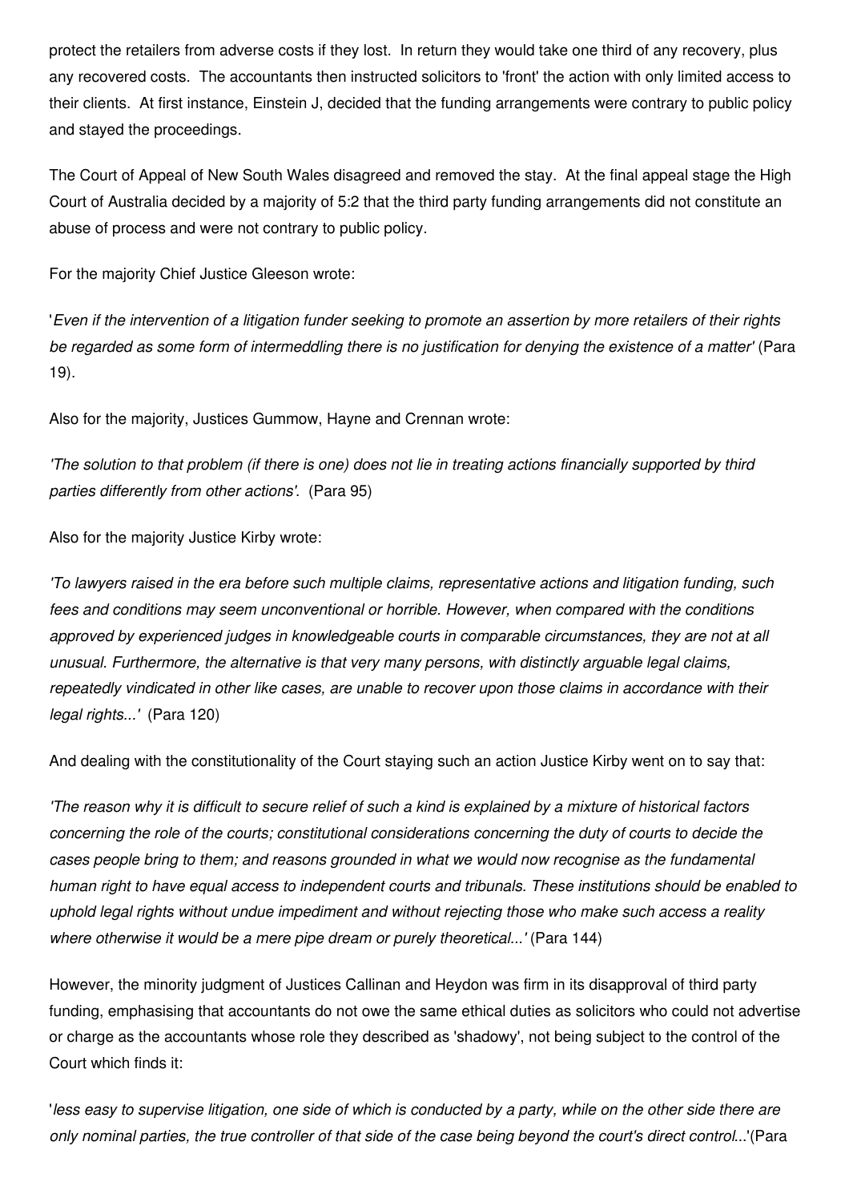protect the retailers from adverse costs if they lost. In return they would take one third of any recovery, plus any recovered costs. The accountants then instructed solicitors to 'front' the action with only limited access to their clients. At first instance, Einstein J, decided that the funding arrangements were contrary to public policy and stayed the proceedings.

The Court of Appeal of New South Wales disagreed and removed the stay. At the final appeal stage the High Court of Australia decided by a majority of 5:2 that the third party funding arrangements did not constitute an abuse of process and were not contrary to public policy.

For the majority Chief Justice Gleeson wrote:

'*Even if the intervention of a litigation funder seeking to promote an assertion by more retailers of their rights be regarded as some form of intermeddling there is no justification for denying the existence of a matter*' (Para 19).

Also for the majority, Justices Gummow, Hayne and Crennan wrote:

*'The solution to that problem (if there is one) does not lie in treating actions financially supported by third parties differently from other actions'.* (Para 95)

Also for the majority Justice Kirby wrote:

*'To lawyers raised in the era before such multiple claims, representative actions and litigation funding, such fees and conditions may seem unconventional or horrible. However, when compared with the conditions approved by experienced judges in knowledgeable courts in comparable circumstances, they are not at all unusual. Furthermore, the alternative is that very many persons, with distinctly arguable legal claims, repeatedly vindicated in other like cases, are unable to recover upon those claims in accordance with their legal rights...'* (Para 120)

And dealing with the constitutionality of the Court staying such an action Justice Kirby went on to say that:

*'The reason why it is difficult to secure relief of such a kind is explained by a mixture of historical factors concerning the role of the courts; constitutional considerations concerning the duty of courts to decide the cases people bring to them; and reasons grounded in what we would now recognise as the fundamental human right to have equal access to independent courts and tribunals. These institutions should be enabled to uphold legal rights without undue impediment and without rejecting those who make such access a reality where otherwise it would be a mere pipe dream or purely theoretical...'* (Para 144)

However, the minority judgment of Justices Callinan and Heydon was firm in its disapproval of third party funding, emphasising that accountants do not owe the same ethical duties as solicitors who could not advertise or charge as the accountants whose role they described as 'shadowy', not being subject to the control of the Court which finds it:

'*less easy to supervise litigation, one side of which is conducted by a party, while on the other side there are only nominal parties, the true controller of that side of the case being beyond the court's direct control...*'(Para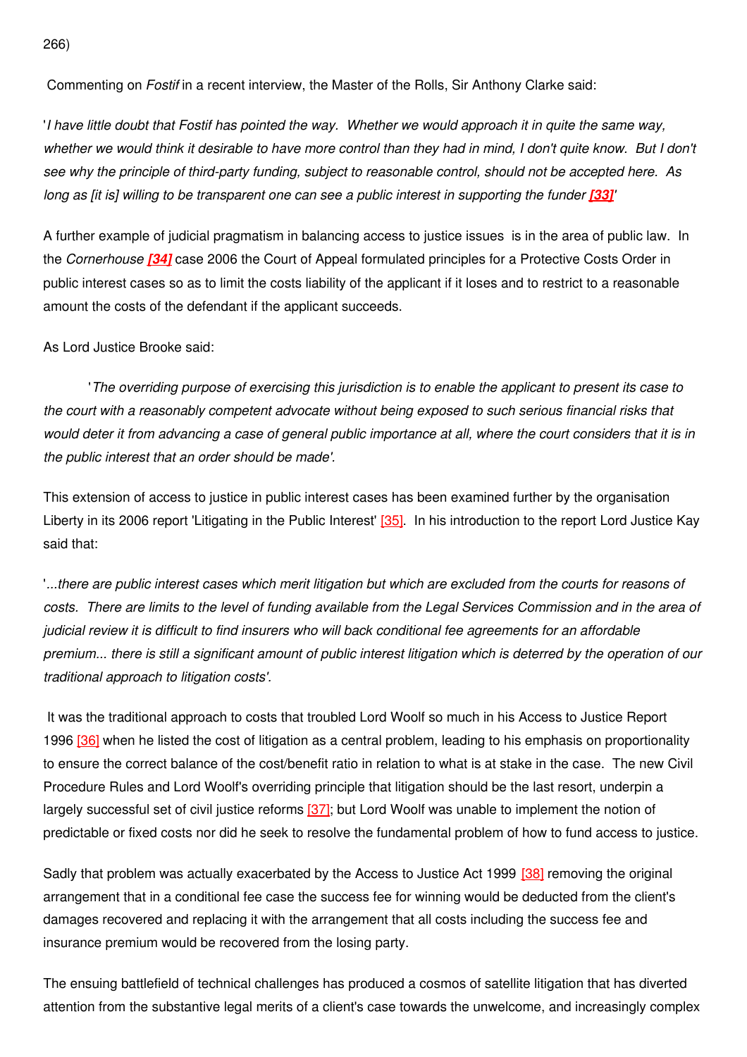266)

Commenting on *Fostif* in a recent interview, the Master of the Rolls, Sir Anthony Clarke said:

'*I have little doubt that Fostif has pointed the way. Whether we would approach it in quite the same way, whether we would think it desirable to have more control than they had in mind, I don't quite know. But I don't see why the principle of third-party funding, subject to reasonable control, should not be accepted here. As long as [it is] willing to be transparent one can see a public interest in supporting the funder **[33]***'

A further example of judicial pragmatism in balancing access to justice issues is in the area of public law. In the *Cornerhouse* ***[34]*** case 2006 the Court of Appeal formulated principles for a Protective Costs Order in public interest cases so as to limit the costs liability of the applicant if it loses and to restrict to a reasonable amount the costs of the defendant if the applicant succeeds.

As Lord Justice Brooke said:

'*The overriding purpose of exercising this jurisdiction is to enable the applicant to present its case to the court with a reasonably competent advocate without being exposed to such serious financial risks that would deter it from advancing a case of general public importance at all, where the court considers that it is in the public interest that an order should be made'.*

This extension of access to justice in public interest cases has been examined further by the organisation Liberty in its 2006 report 'Litigating in the Public Interest' [35]. In his introduction to the report Lord Justice Kay said that:

'*...there are public interest cases which merit litigation but which are excluded from the courts for reasons of costs. There are limits to the level of funding available from the Legal Services Commission and in the area of judicial review it is difficult to find insurers who will back conditional fee agreements for an affordable premium... there is still a significant amount of public interest litigation which is deterred by the operation of our traditional approach to litigation costs'.*

It was the traditional approach to costs that troubled Lord Woolf so much in his Access to Justice Report 1996 [36] when he listed the cost of litigation as a central problem, leading to his emphasis on proportionality to ensure the correct balance of the cost/benefit ratio in relation to what is at stake in the case. The new Civil Procedure Rules and Lord Woolf's overriding principle that litigation should be the last resort, underpin a largely successful set of civil justice reforms [37]; but Lord Woolf was unable to implement the notion of predictable or fixed costs nor did he seek to resolve the fundamental problem of how to fund access to justice.

Sadly that problem was actually exacerbated by the Access to Justice Act 1999 [38] removing the original arrangement that in a conditional fee case the success fee for winning would be deducted from the client's damages recovered and replacing it with the arrangement that all costs including the success fee and insurance premium would be recovered from the losing party.

The ensuing battlefield of technical challenges has produced a cosmos of satellite litigation that has diverted attention from the substantive legal merits of a client's case towards the unwelcome, and increasingly complex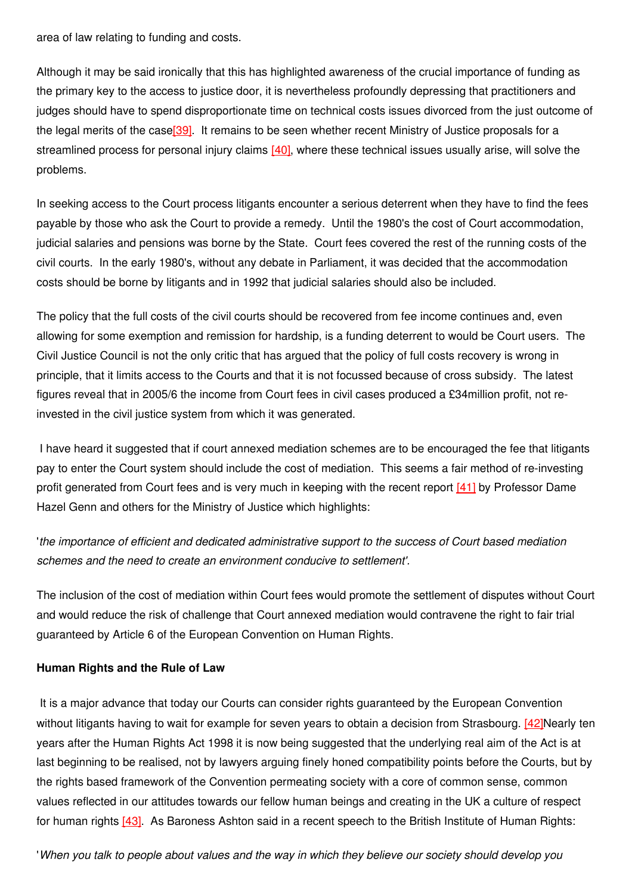area of law relating to funding and costs.

Although it may be said ironically that this has highlighted awareness of the crucial importance of funding as the primary key to the access to justice door, it is nevertheless profoundly depressing that practitioners and judges should have to spend disproportionate time on technical costs issues divorced from the just outcome of the legal merits of the case[39]. It remains to be seen whether recent Ministry of Justice proposals for a streamlined process for personal injury claims [40], where these technical issues usually arise, will solve the problems.

In seeking access to the Court process litigants encounter a serious deterrent when they have to find the fees payable by those who ask the Court to provide a remedy. Until the 1980's the cost of Court accommodation, judicial salaries and pensions was borne by the State. Court fees covered the rest of the running costs of the civil courts. In the early 1980's, without any debate in Parliament, it was decided that the accommodation costs should be borne by litigants and in 1992 that judicial salaries should also be included.

The policy that the full costs of the civil courts should be recovered from fee income continues and, even allowing for some exemption and remission for hardship, is a funding deterrent to would be Court users. The Civil Justice Council is not the only critic that has argued that the policy of full costs recovery is wrong in principle, that it limits access to the Courts and that it is not focussed because of cross subsidy. The latest figures reveal that in 2005/6 the income from Court fees in civil cases produced a £34million profit, not re-invested in the civil justice system from which it was generated.

I have heard it suggested that if court annexed mediation schemes are to be encouraged the fee that litigants pay to enter the Court system should include the cost of mediation. This seems a fair method of re-investing profit generated from Court fees and is very much in keeping with the recent report [41] by Professor Dame Hazel Genn and others for the Ministry of Justice which highlights:

'*the importance of efficient and dedicated administrative support to the success of Court based mediation schemes and the need to create an environment conducive to settlement'*.

The inclusion of the cost of mediation within Court fees would promote the settlement of disputes without Court and would reduce the risk of challenge that Court annexed mediation would contravene the right to fair trial guaranteed by Article 6 of the European Convention on Human Rights.

**Human Rights and the Rule of Law**

It is a major advance that today our Courts can consider rights guaranteed by the European Convention without litigants having to wait for example for seven years to obtain a decision from Strasbourg. [42]Nearly ten years after the Human Rights Act 1998 it is now being suggested that the underlying real aim of the Act is at last beginning to be realised, not by lawyers arguing finely honed compatibility points before the Courts, but by the rights based framework of the Convention permeating society with a core of common sense, common values reflected in our attitudes towards our fellow human beings and creating in the UK a culture of respect for human rights [43]. As Baroness Ashton said in a recent speech to the British Institute of Human Rights:

'*When you talk to people about values and the way in which they believe our society should develop you*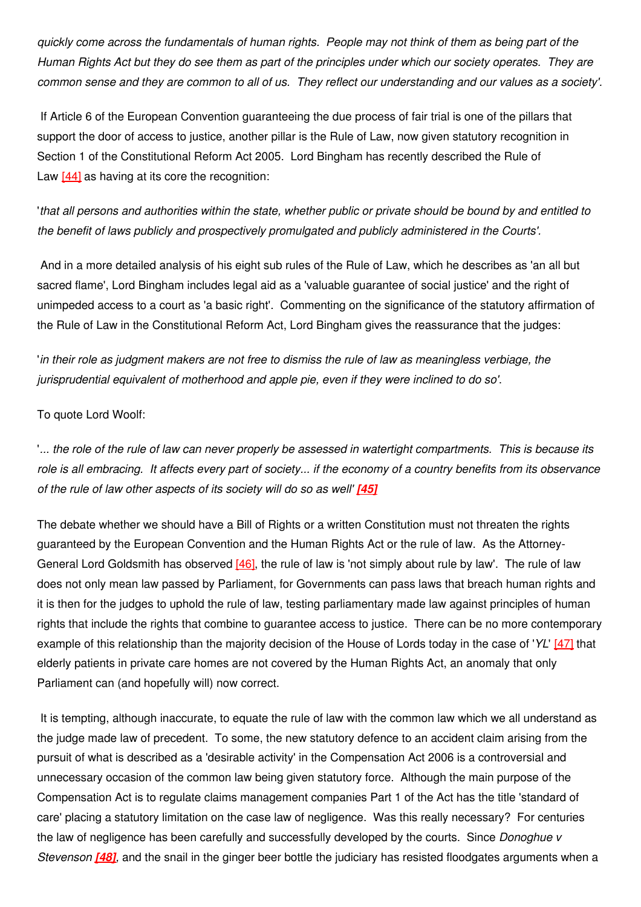*quickly come across the fundamentals of human rights. People may not think of them as being part of the Human Rights Act but they do see them as part of the principles under which our society operates. They are common sense and they are common to all of us. They reflect our understanding and our values as a society'.*

If Article 6 of the European Convention guaranteeing the due process of fair trial is one of the pillars that support the door of access to justice, another pillar is the Rule of Law, now given statutory recognition in Section 1 of the Constitutional Reform Act 2005. Lord Bingham has recently described the Rule of Law [44] as having at its core the recognition:

'*that all persons and authorities within the state, whether public or private should be bound by and entitled to the benefit of laws publicly and prospectively promulgated and publicly administered in the Courts'.*

And in a more detailed analysis of his eight sub rules of the Rule of Law, which he describes as 'an all but sacred flame', Lord Bingham includes legal aid as a 'valuable guarantee of social justice' and the right of unimpeded access to a court as 'a basic right'. Commenting on the significance of the statutory affirmation of the Rule of Law in the Constitutional Reform Act, Lord Bingham gives the reassurance that the judges:

'*in their role as judgment makers are not free to dismiss the rule of law as meaningless verbiage, the jurisprudential equivalent of motherhood and apple pie, even if they were inclined to do so'.*

To quote Lord Woolf:

'*... the role of the rule of law can never properly be assessed in watertight compartments. This is because its role is all embracing. It affects every part of society... if the economy of a country benefits from its observance of the rule of law other aspects of its society will do so as well'* ***[45]***

The debate whether we should have a Bill of Rights or a written Constitution must not threaten the rights guaranteed by the European Convention and the Human Rights Act or the rule of law. As the Attorney-General Lord Goldsmith has observed [46], the rule of law is 'not simply about rule by law'. The rule of law does not only mean law passed by Parliament, for Governments can pass laws that breach human rights and it is then for the judges to uphold the rule of law, testing parliamentary made law against principles of human rights that include the rights that combine to guarantee access to justice. There can be no more contemporary example of this relationship than the majority decision of the House of Lords today in the case of '*YL*' [47] that elderly patients in private care homes are not covered by the Human Rights Act, an anomaly that only Parliament can (and hopefully will) now correct.

It is tempting, although inaccurate, to equate the rule of law with the common law which we all understand as the judge made law of precedent. To some, the new statutory defence to an accident claim arising from the pursuit of what is described as a 'desirable activity' in the Compensation Act 2006 is a controversial and unnecessary occasion of the common law being given statutory force. Although the main purpose of the Compensation Act is to regulate claims management companies Part 1 of the Act has the title 'standard of care' placing a statutory limitation on the case law of negligence. Was this really necessary? For centuries the law of negligence has been carefully and successfully developed by the courts. Since *Donoghue v Stevenson* ***[48]***, and the snail in the ginger beer bottle the judiciary has resisted floodgates arguments when a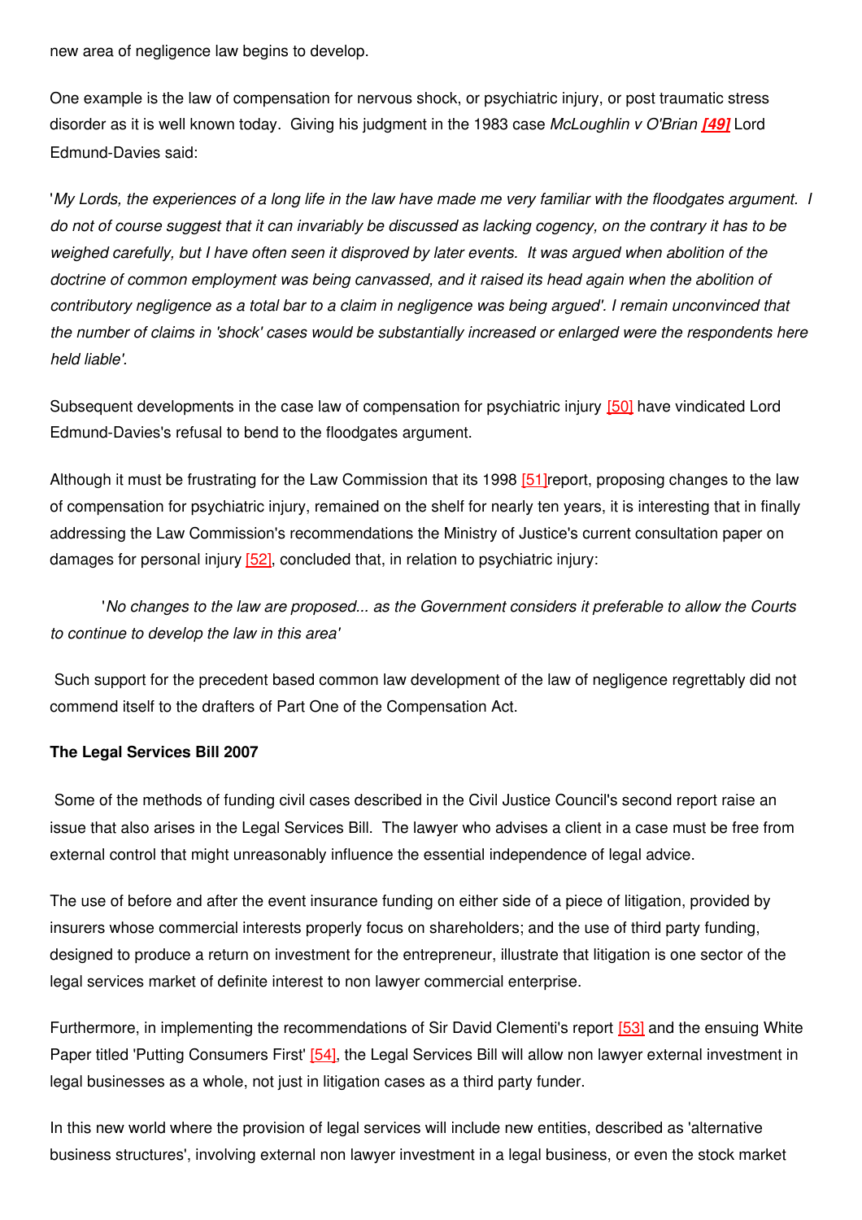new area of negligence law begins to develop.

One example is the law of compensation for nervous shock, or psychiatric injury, or post traumatic stress disorder as it is well known today. Giving his judgment in the 1983 case *McLoughlin v O'Brian* ***[49]*** Lord Edmund-Davies said:

'*My Lords, the experiences of a long life in the law have made me very familiar with the floodgates argument. I do not of course suggest that it can invariably be discussed as lacking cogency, on the contrary it has to be weighed carefully, but I have often seen it disproved by later events. It was argued when abolition of the doctrine of common employment was being canvassed, and it raised its head again when the abolition of contributory negligence as a total bar to a claim in negligence was being argued'. I remain unconvinced that the number of claims in 'shock' cases would be substantially increased or enlarged were the respondents here held liable'.*

Subsequent developments in the case law of compensation for psychiatric injury [50] have vindicated Lord Edmund-Davies's refusal to bend to the floodgates argument.

Although it must be frustrating for the Law Commission that its 1998 [51]report, proposing changes to the law of compensation for psychiatric injury, remained on the shelf for nearly ten years, it is interesting that in finally addressing the Law Commission's recommendations the Ministry of Justice's current consultation paper on damages for personal injury [52], concluded that, in relation to psychiatric injury:

'*No changes to the law are proposed... as the Government considers it preferable to allow the Courts to continue to develop the law in this area'*

Such support for the precedent based common law development of the law of negligence regrettably did not commend itself to the drafters of Part One of the Compensation Act.

**The Legal Services Bill 2007**

Some of the methods of funding civil cases described in the Civil Justice Council's second report raise an issue that also arises in the Legal Services Bill. The lawyer who advises a client in a case must be free from external control that might unreasonably influence the essential independence of legal advice.

The use of before and after the event insurance funding on either side of a piece of litigation, provided by insurers whose commercial interests properly focus on shareholders; and the use of third party funding, designed to produce a return on investment for the entrepreneur, illustrate that litigation is one sector of the legal services market of definite interest to non lawyer commercial enterprise.

Furthermore, in implementing the recommendations of Sir David Clementi's report [53] and the ensuing White Paper titled 'Putting Consumers First' [54], the Legal Services Bill will allow non lawyer external investment in legal businesses as a whole, not just in litigation cases as a third party funder.

In this new world where the provision of legal services will include new entities, described as 'alternative business structures', involving external non lawyer investment in a legal business, or even the stock market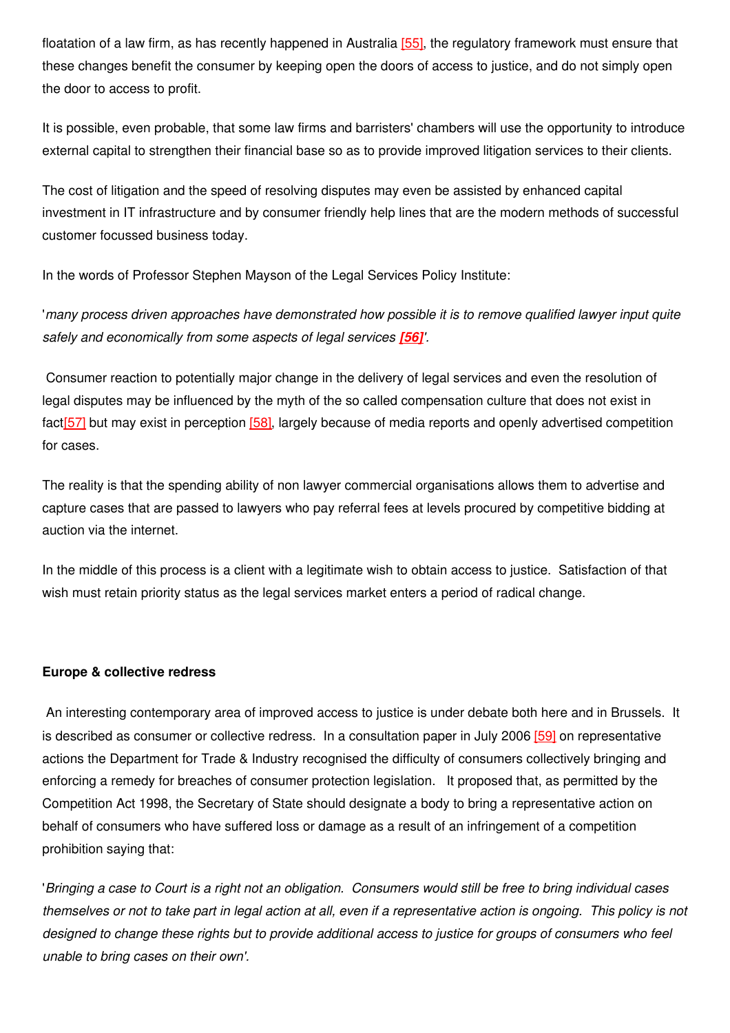floatation of a law firm, as has recently happened in Australia [55], the regulatory framework must ensure that these changes benefit the consumer by keeping open the doors of access to justice, and do not simply open the door to access to profit.

It is possible, even probable, that some law firms and barristers' chambers will use the opportunity to introduce external capital to strengthen their financial base so as to provide improved litigation services to their clients.

The cost of litigation and the speed of resolving disputes may even be assisted by enhanced capital investment in IT infrastructure and by consumer friendly help lines that are the modern methods of successful customer focussed business today.

In the words of Professor Stephen Mayson of the Legal Services Policy Institute:

'*many process driven approaches have demonstrated how possible it is to remove qualified lawyer input quite safely and economically from some aspects of legal services **[56]***'.

Consumer reaction to potentially major change in the delivery of legal services and even the resolution of legal disputes may be influenced by the myth of the so called compensation culture that does not exist in fact[57] but may exist in perception [58], largely because of media reports and openly advertised competition for cases.

The reality is that the spending ability of non lawyer commercial organisations allows them to advertise and capture cases that are passed to lawyers who pay referral fees at levels procured by competitive bidding at auction via the internet.

In the middle of this process is a client with a legitimate wish to obtain access to justice. Satisfaction of that wish must retain priority status as the legal services market enters a period of radical change.

**Europe & collective redress**

An interesting contemporary area of improved access to justice is under debate both here and in Brussels. It is described as consumer or collective redress. In a consultation paper in July 2006 [59] on representative actions the Department for Trade & Industry recognised the difficulty of consumers collectively bringing and enforcing a remedy for breaches of consumer protection legislation. It proposed that, as permitted by the Competition Act 1998, the Secretary of State should designate a body to bring a representative action on behalf of consumers who have suffered loss or damage as a result of an infringement of a competition prohibition saying that:

'*Bringing a case to Court is a right not an obligation. Consumers would still be free to bring individual cases themselves or not to take part in legal action at all, even if a representative action is ongoing. This policy is not designed to change these rights but to provide additional access to justice for groups of consumers who feel unable to bring cases on their own'.*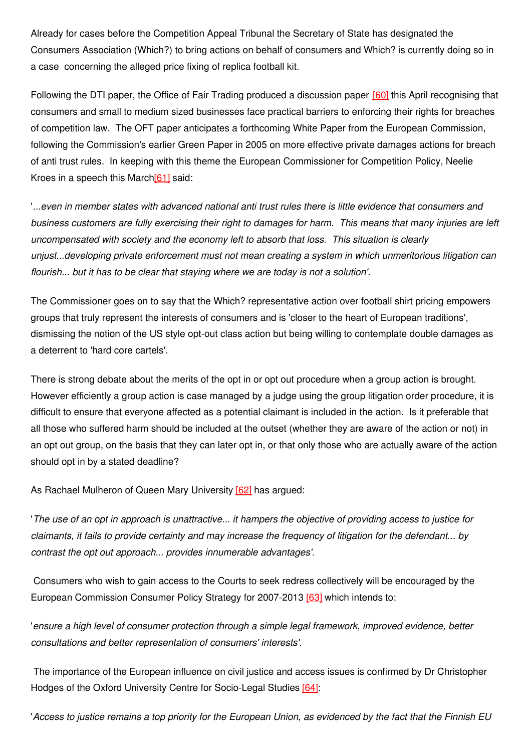Already for cases before the Competition Appeal Tribunal the Secretary of State has designated the Consumers Association (Which?) to bring actions on behalf of consumers and Which? is currently doing so in a case concerning the alleged price fixing of replica football kit.

Following the DTI paper, the Office of Fair Trading produced a discussion paper [60] this April recognising that consumers and small to medium sized businesses face practical barriers to enforcing their rights for breaches of competition law. The OFT paper anticipates a forthcoming White Paper from the European Commission, following the Commission's earlier Green Paper in 2005 on more effective private damages actions for breach of anti trust rules. In keeping with this theme the European Commissioner for Competition Policy, Neelie Kroes in a speech this March[61] said:

'*...even in member states with advanced national anti trust rules there is little evidence that consumers and business customers are fully exercising their right to damages for harm. This means that many injuries are left uncompensated with society and the economy left to absorb that loss. This situation is clearly unjust...developing private enforcement must not mean creating a system in which unmeritorious litigation can flourish... but it has to be clear that staying where we are today is not a solution'.*

The Commissioner goes on to say that the Which? representative action over football shirt pricing empowers groups that truly represent the interests of consumers and is 'closer to the heart of European traditions', dismissing the notion of the US style opt-out class action but being willing to contemplate double damages as a deterrent to 'hard core cartels'.

There is strong debate about the merits of the opt in or opt out procedure when a group action is brought. However efficiently a group action is case managed by a judge using the group litigation order procedure, it is difficult to ensure that everyone affected as a potential claimant is included in the action. Is it preferable that all those who suffered harm should be included at the outset (whether they are aware of the action or not) in an opt out group, on the basis that they can later opt in, or that only those who are actually aware of the action should opt in by a stated deadline?

As Rachael Mulheron of Queen Mary University [62] has argued:

'*The use of an opt in approach is unattractive... it hampers the objective of providing access to justice for claimants, it fails to provide certainty and may increase the frequency of litigation for the defendant... by contrast the opt out approach... provides innumerable advantages'.*

Consumers who wish to gain access to the Courts to seek redress collectively will be encouraged by the European Commission Consumer Policy Strategy for 2007-2013 [63] which intends to:

'*ensure a high level of consumer protection through a simple legal framework, improved evidence, better consultations and better representation of consumers' interests'.*

The importance of the European influence on civil justice and access issues is confirmed by Dr Christopher Hodges of the Oxford University Centre for Socio-Legal Studies [64]:

'*Access to justice remains a top priority for the European Union, as evidenced by the fact that the Finnish EU*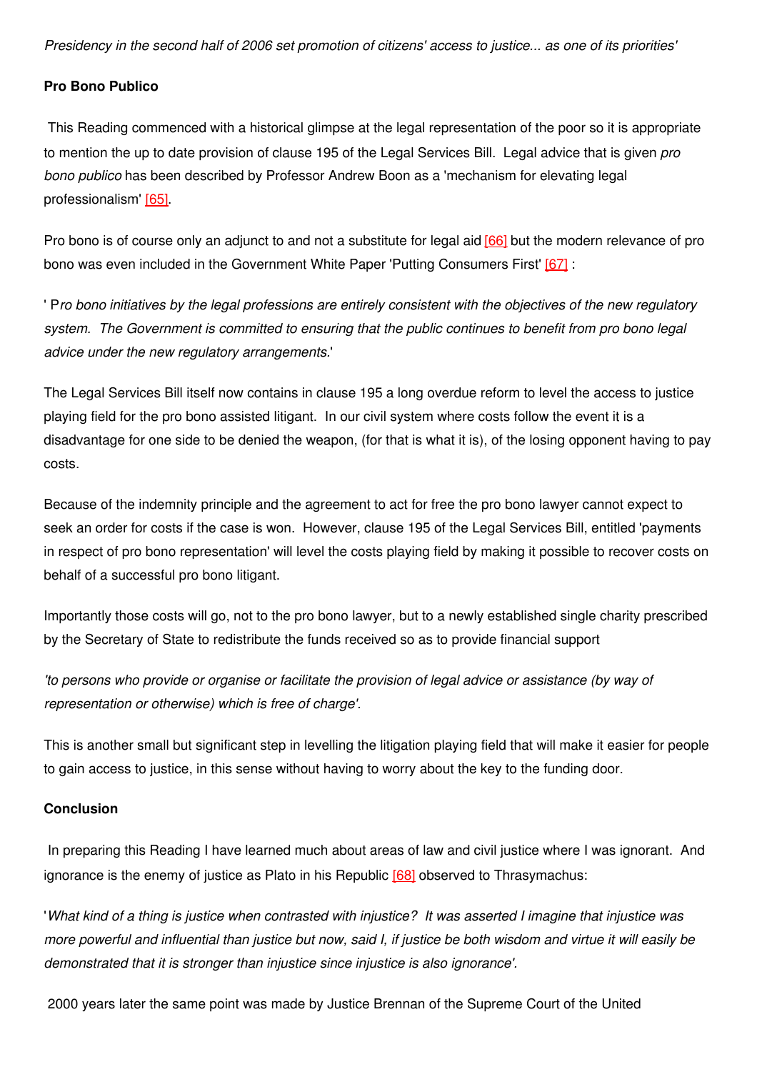*Presidency in the second half of 2006 set promotion of citizens' access to justice... as one of its priorities'*

**Pro Bono Publico**

This Reading commenced with a historical glimpse at the legal representation of the poor so it is appropriate to mention the up to date provision of clause 195 of the Legal Services Bill. Legal advice that is given *pro bono publico* has been described by Professor Andrew Boon as a 'mechanism for elevating legal professionalism' [65].

Pro bono is of course only an adjunct to and not a substitute for legal aid [66] but the modern relevance of pro bono was even included in the Government White Paper 'Putting Consumers First' [67] :

' P*ro bono initiatives by the legal professions are entirely consistent with the objectives of the new regulatory system. The Government is committed to ensuring that the public continues to benefit from pro bono legal advice under the new regulatory arrangements.*'

The Legal Services Bill itself now contains in clause 195 a long overdue reform to level the access to justice playing field for the pro bono assisted litigant. In our civil system where costs follow the event it is a disadvantage for one side to be denied the weapon, (for that is what it is), of the losing opponent having to pay costs.

Because of the indemnity principle and the agreement to act for free the pro bono lawyer cannot expect to seek an order for costs if the case is won. However, clause 195 of the Legal Services Bill, entitled 'payments in respect of pro bono representation' will level the costs playing field by making it possible to recover costs on behalf of a successful pro bono litigant.

Importantly those costs will go, not to the pro bono lawyer, but to a newly established single charity prescribed by the Secretary of State to redistribute the funds received so as to provide financial support

*'to persons who provide or organise or facilitate the provision of legal advice or assistance (by way of representation or otherwise) which is free of charge'.*

This is another small but significant step in levelling the litigation playing field that will make it easier for people to gain access to justice, in this sense without having to worry about the key to the funding door.

**Conclusion**

In preparing this Reading I have learned much about areas of law and civil justice where I was ignorant. And ignorance is the enemy of justice as Plato in his Republic [68] observed to Thrasymachus:

'*What kind of a thing is justice when contrasted with injustice? It was asserted I imagine that injustice was more powerful and influential than justice but now, said I, if justice be both wisdom and virtue it will easily be demonstrated that it is stronger than injustice since injustice is also ignorance'.*

2000 years later the same point was made by Justice Brennan of the Supreme Court of the United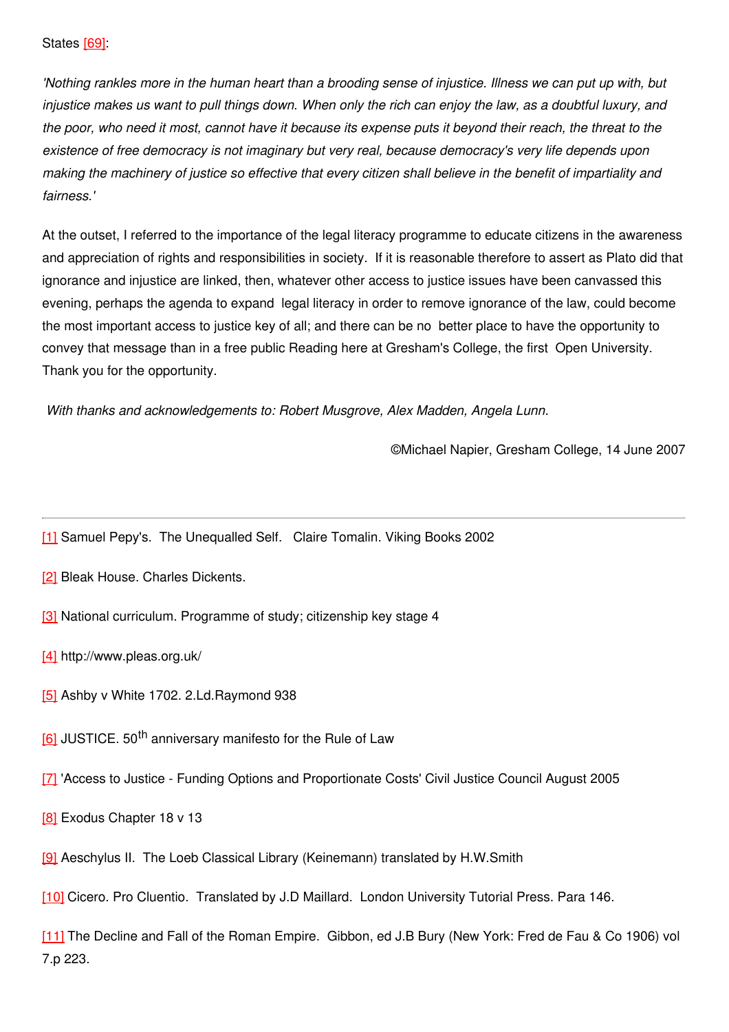States [69]:

*'Nothing rankles more in the human heart than a brooding sense of injustice. Illness we can put up with, but injustice makes us want to pull things down. When only the rich can enjoy the law, as a doubtful luxury, and the poor, who need it most, cannot have it because its expense puts it beyond their reach, the threat to the existence of free democracy is not imaginary but very real, because democracy's very life depends upon making the machinery of justice so effective that every citizen shall believe in the benefit of impartiality and fairness.'*

At the outset, I referred to the importance of the legal literacy programme to educate citizens in the awareness and appreciation of rights and responsibilities in society. If it is reasonable therefore to assert as Plato did that ignorance and injustice are linked, then, whatever other access to justice issues have been canvassed this evening, perhaps the agenda to expand legal literacy in order to remove ignorance of the law, could become the most important access to justice key of all; and there can be no better place to have the opportunity to convey that message than in a free public Reading here at Gresham's College, the first Open University. Thank you for the opportunity.

*With thanks and acknowledgements to: Robert Musgrove, Alex Madden, Angela Lunn.*

©Michael Napier, Gresham College, 14 June 2007

---

[1] Samuel Pepy's. The Unequalled Self. Claire Tomalin. Viking Books 2002

[2] Bleak House. Charles Dickents.

[3] National curriculum. Programme of study; citizenship key stage 4

[4] http://www.pleas.org.uk/

[5] Ashby v White 1702. 2.Ld.Raymond 938

[6] JUSTICE. 50th anniversary manifesto for the Rule of Law

[7] 'Access to Justice - Funding Options and Proportionate Costs' Civil Justice Council August 2005

[8] Exodus Chapter 18 v 13

[9] Aeschylus II. The Loeb Classical Library (Keinemann) translated by H.W.Smith

[10] Cicero. Pro Cluentio. Translated by J.D Maillard. London University Tutorial Press. Para 146.

[11] The Decline and Fall of the Roman Empire. Gibbon, ed J.B Bury (New York: Fred de Fau & Co 1906) vol 7.p 223.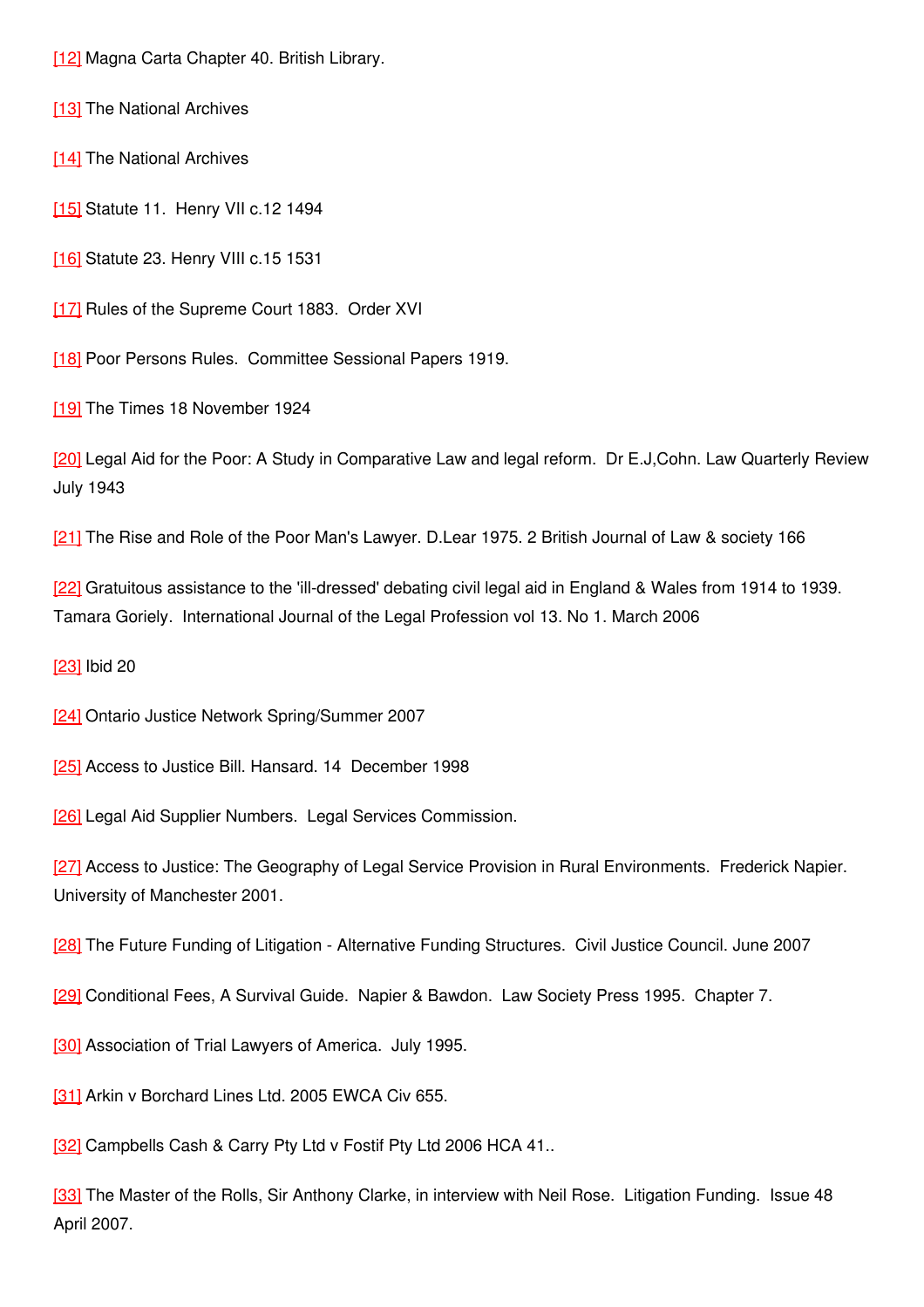[12] Magna Carta Chapter 40. British Library.

[13] The National Archives

[14] The National Archives

[15] Statute 11.  Henry VII c.12 1494

[16] Statute 23. Henry VIII c.15 1531

[17] Rules of the Supreme Court 1883.  Order XVI

[18] Poor Persons Rules.  Committee Sessional Papers 1919.

[19] The Times 18 November 1924

[20] Legal Aid for the Poor: A Study in Comparative Law and legal reform.  Dr E.J,Cohn. Law Quarterly Review July 1943

[21] The Rise and Role of the Poor Man's Lawyer. D.Lear 1975. 2 British Journal of Law & society 166

[22] Gratuitous assistance to the 'ill-dressed' debating civil legal aid in England & Wales from 1914 to 1939. Tamara Goriely.  International Journal of the Legal Profession vol 13. No 1. March 2006

[23] Ibid 20

[24] Ontario Justice Network Spring/Summer 2007

[25] Access to Justice Bill. Hansard. 14  December 1998

[26] Legal Aid Supplier Numbers.  Legal Services Commission.

[27] Access to Justice: The Geography of Legal Service Provision in Rural Environments.  Frederick Napier. University of Manchester 2001.

[28] The Future Funding of Litigation - Alternative Funding Structures.  Civil Justice Council. June 2007

[29] Conditional Fees, A Survival Guide.  Napier & Bawdon.  Law Society Press 1995.  Chapter 7.

[30] Association of Trial Lawyers of America.  July 1995.

[31] Arkin v Borchard Lines Ltd. 2005 EWCA Civ 655.

[32] Campbells Cash & Carry Pty Ltd v Fostif Pty Ltd 2006 HCA 41..

[33] The Master of the Rolls, Sir Anthony Clarke, in interview with Neil Rose.  Litigation Funding.  Issue 48 April 2007.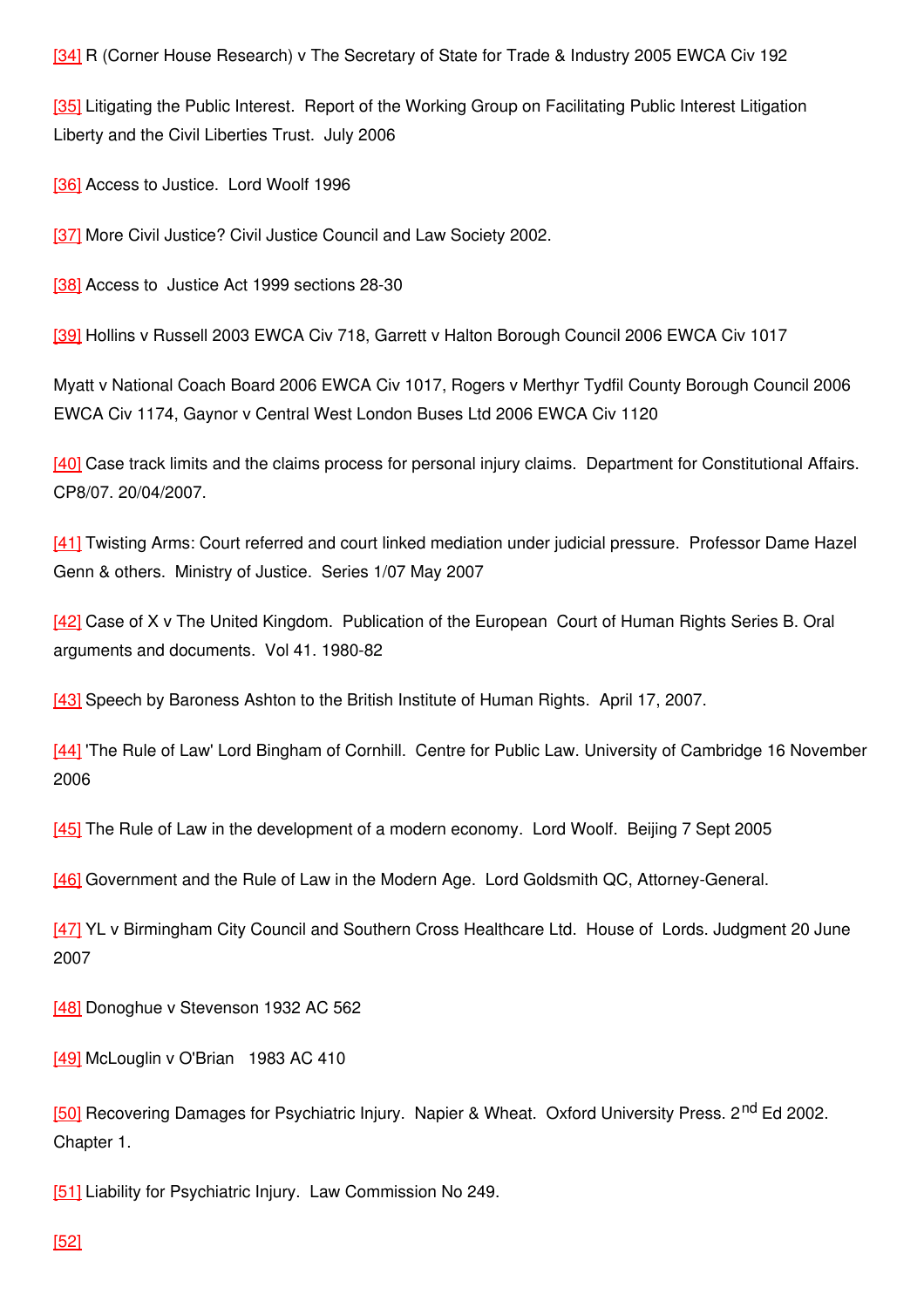[34] R (Corner House Research) v The Secretary of State for Trade & Industry 2005 EWCA Civ 192

[35] Litigating the Public Interest. Report of the Working Group on Facilitating Public Interest Litigation Liberty and the Civil Liberties Trust. July 2006

[36] Access to Justice. Lord Woolf 1996

[37] More Civil Justice? Civil Justice Council and Law Society 2002.

[38] Access to Justice Act 1999 sections 28-30

[39] Hollins v Russell 2003 EWCA Civ 718, Garrett v Halton Borough Council 2006 EWCA Civ 1017

Myatt v National Coach Board 2006 EWCA Civ 1017, Rogers v Merthyr Tydfil County Borough Council 2006 EWCA Civ 1174, Gaynor v Central West London Buses Ltd 2006 EWCA Civ 1120

[40] Case track limits and the claims process for personal injury claims. Department for Constitutional Affairs. CP8/07. 20/04/2007.

[41] Twisting Arms: Court referred and court linked mediation under judicial pressure. Professor Dame Hazel Genn & others. Ministry of Justice. Series 1/07 May 2007

[42] Case of X v The United Kingdom. Publication of the European Court of Human Rights Series B. Oral arguments and documents. Vol 41. 1980-82

[43] Speech by Baroness Ashton to the British Institute of Human Rights. April 17, 2007.

[44] 'The Rule of Law' Lord Bingham of Cornhill. Centre for Public Law. University of Cambridge 16 November 2006

[45] The Rule of Law in the development of a modern economy. Lord Woolf. Beijing 7 Sept 2005

[46] Government and the Rule of Law in the Modern Age. Lord Goldsmith QC, Attorney-General.

[47] YL v Birmingham City Council and Southern Cross Healthcare Ltd. House of Lords. Judgment 20 June 2007

[48] Donoghue v Stevenson 1932 AC 562

[49] McLouglin v O'Brian 1983 AC 410

[50] Recovering Damages for Psychiatric Injury. Napier & Wheat. Oxford University Press. 2nd Ed 2002. Chapter 1.

[51] Liability for Psychiatric Injury. Law Commission No 249.

[52]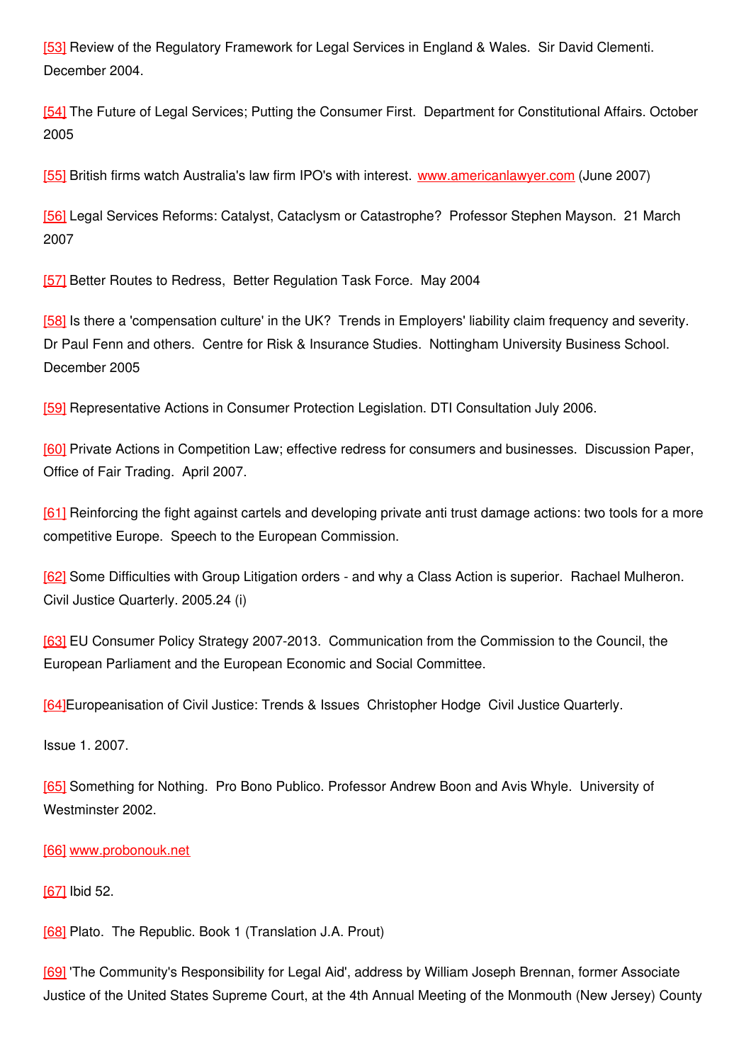[53] Review of the Regulatory Framework for Legal Services in England & Wales. Sir David Clementi. December 2004.

[54] The Future of Legal Services; Putting the Consumer First. Department for Constitutional Affairs. October 2005

[55] British firms watch Australia's law firm IPO's with interest. www.americanlawyer.com (June 2007)

[56] Legal Services Reforms: Catalyst, Cataclysm or Catastrophe? Professor Stephen Mayson. 21 March 2007

[57] Better Routes to Redress, Better Regulation Task Force. May 2004

[58] Is there a 'compensation culture' in the UK? Trends in Employers' liability claim frequency and severity. Dr Paul Fenn and others. Centre for Risk & Insurance Studies. Nottingham University Business School. December 2005

[59] Representative Actions in Consumer Protection Legislation. DTI Consultation July 2006.

[60] Private Actions in Competition Law; effective redress for consumers and businesses. Discussion Paper, Office of Fair Trading. April 2007.

[61] Reinforcing the fight against cartels and developing private anti trust damage actions: two tools for a more competitive Europe. Speech to the European Commission.

[62] Some Difficulties with Group Litigation orders - and why a Class Action is superior. Rachael Mulheron. Civil Justice Quarterly. 2005.24 (i)

[63] EU Consumer Policy Strategy 2007-2013. Communication from the Commission to the Council, the European Parliament and the European Economic and Social Committee.

[64]Europeanisation of Civil Justice: Trends & Issues Christopher Hodge Civil Justice Quarterly.

Issue 1. 2007.

[65] Something for Nothing. Pro Bono Publico. Professor Andrew Boon and Avis Whyle. University of Westminster 2002.

[66] www.probonouk.net

[67] Ibid 52.

[68] Plato. The Republic. Book 1 (Translation J.A. Prout)

[69] 'The Community's Responsibility for Legal Aid', address by William Joseph Brennan, former Associate Justice of the United States Supreme Court, at the 4th Annual Meeting of the Monmouth (New Jersey) County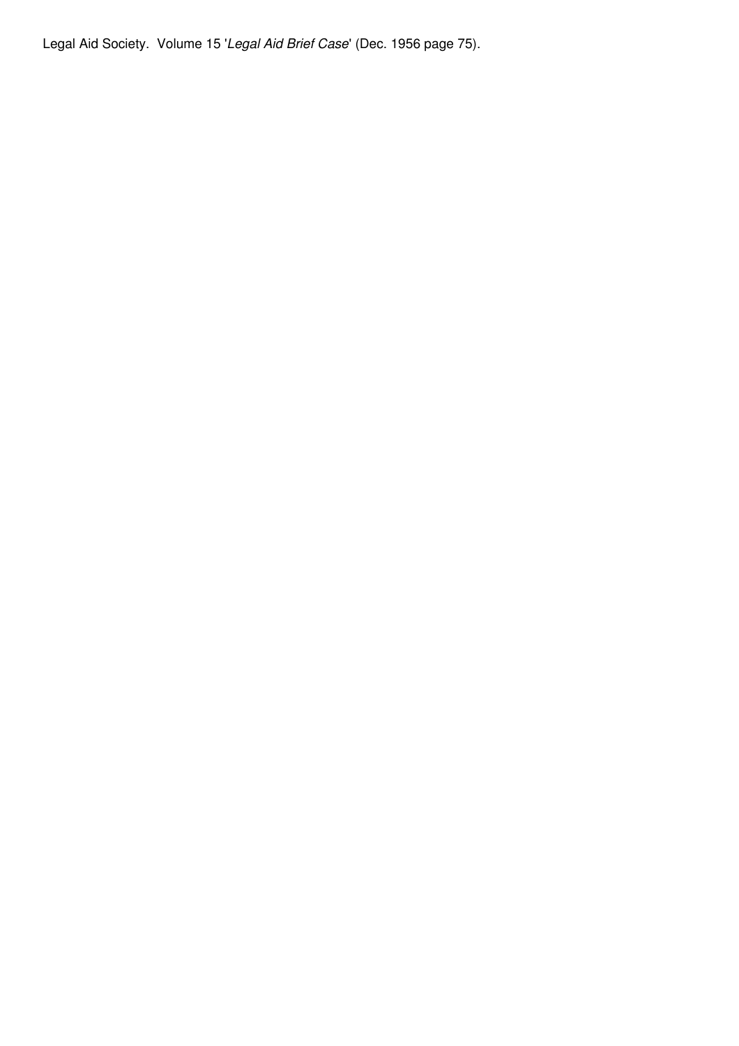Legal Aid Society. Volume 15 '*Legal Aid Brief Case*' (Dec. 1956 page 75).